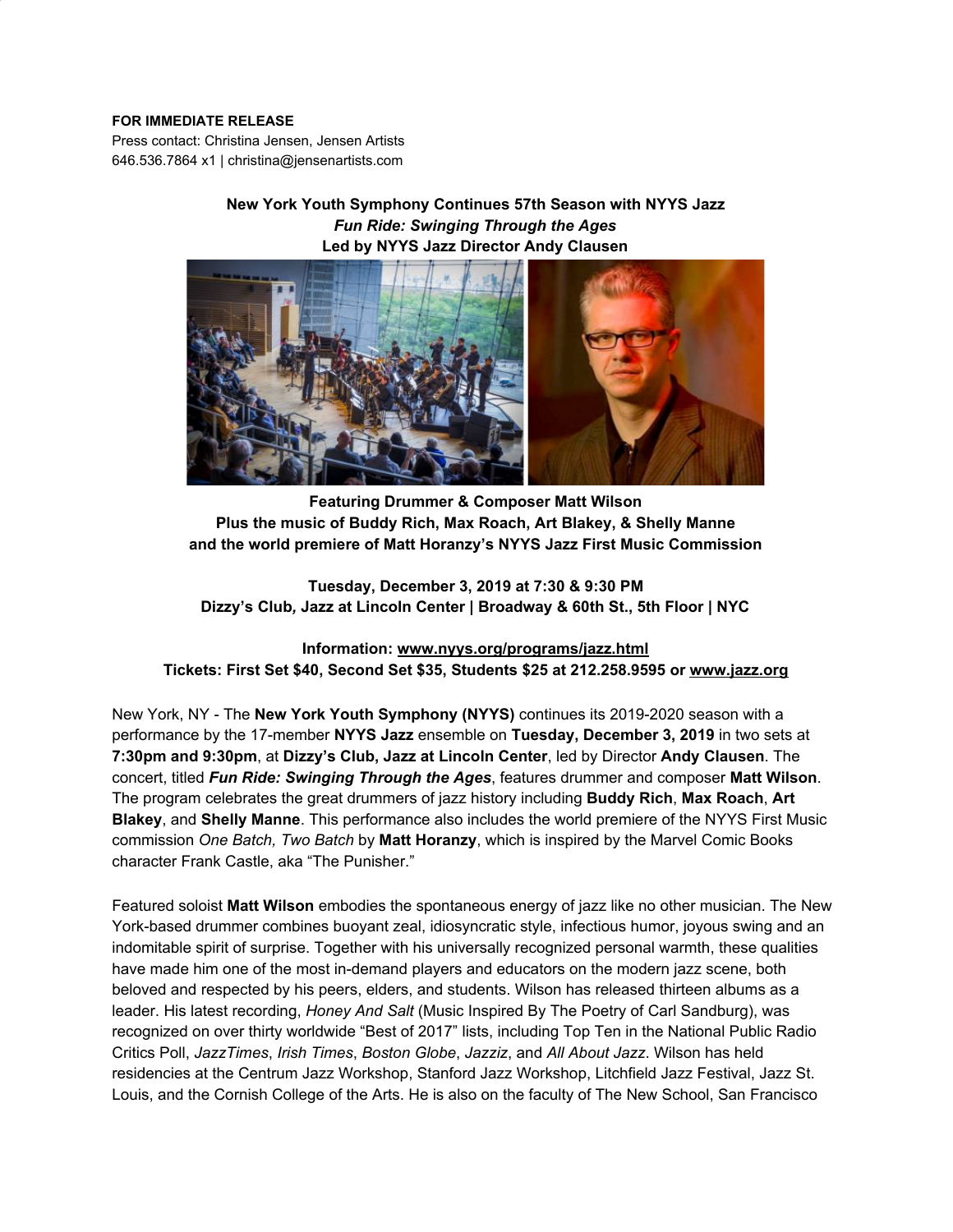**FOR IMMEDIATE RELEASE**
Press contact: Christina Jensen, Jensen Artists
646.536.7864 x1 | christina@jensenartists.com

**New York Youth Symphony Continues 57th Season with NYYS Jazz**
***Fun Ride: Swinging Through the Ages***
**Led by NYYS Jazz Director Andy Clausen**

**Featuring Drummer & Composer Matt Wilson**
**Plus the music of Buddy Rich, Max Roach, Art Blakey, & Shelly Manne**
**and the world premiere of Matt Horanzy's NYYS Jazz First Music Commission**

**Tuesday, December 3, 2019 at 7:30 & 9:30 PM**
**Dizzy's Club, Jazz at Lincoln Center | Broadway & 60th St., 5th Floor | NYC**

**Information: www.nyys.org/programs/jazz.html**
**Tickets: First Set $40, Second Set $35, Students $25 at 212.258.9595 or www.jazz.org**

New York, NY - The **New York Youth Symphony (NYYS)** continues its 2019-2020 season with a performance by the 17-member **NYYS Jazz** ensemble on **Tuesday, December 3, 2019** in two sets at **7:30pm and 9:30pm**, at **Dizzy's Club, Jazz at Lincoln Center**, led by Director **Andy Clausen**. The concert, titled ***Fun Ride: Swinging Through the Ages***, features drummer and composer **Matt Wilson**. The program celebrates the great drummers of jazz history including **Buddy Rich**, **Max Roach**, **Art Blakey**, and **Shelly Manne**. This performance also includes the world premiere of the NYYS First Music commission *One Batch, Two Batch* by **Matt Horanzy**, which is inspired by the Marvel Comic Books character Frank Castle, aka "The Punisher."

Featured soloist **Matt Wilson** embodies the spontaneous energy of jazz like no other musician. The New York-based drummer combines buoyant zeal, idiosyncratic style, infectious humor, joyous swing and an indomitable spirit of surprise. Together with his universally recognized personal warmth, these qualities have made him one of the most in-demand players and educators on the modern jazz scene, both beloved and respected by his peers, elders, and students. Wilson has released thirteen albums as a leader. His latest recording, *Honey And Salt* (Music Inspired By The Poetry of Carl Sandburg), was recognized on over thirty worldwide "Best of 2017" lists, including Top Ten in the National Public Radio Critics Poll, *JazzTimes*, *Irish Times*, *Boston Globe*, *Jazziz*, and *All About Jazz*. Wilson has held residencies at the Centrum Jazz Workshop, Stanford Jazz Workshop, Litchfield Jazz Festival, Jazz St. Louis, and the Cornish College of the Arts. He is also on the faculty of The New School, San Francisco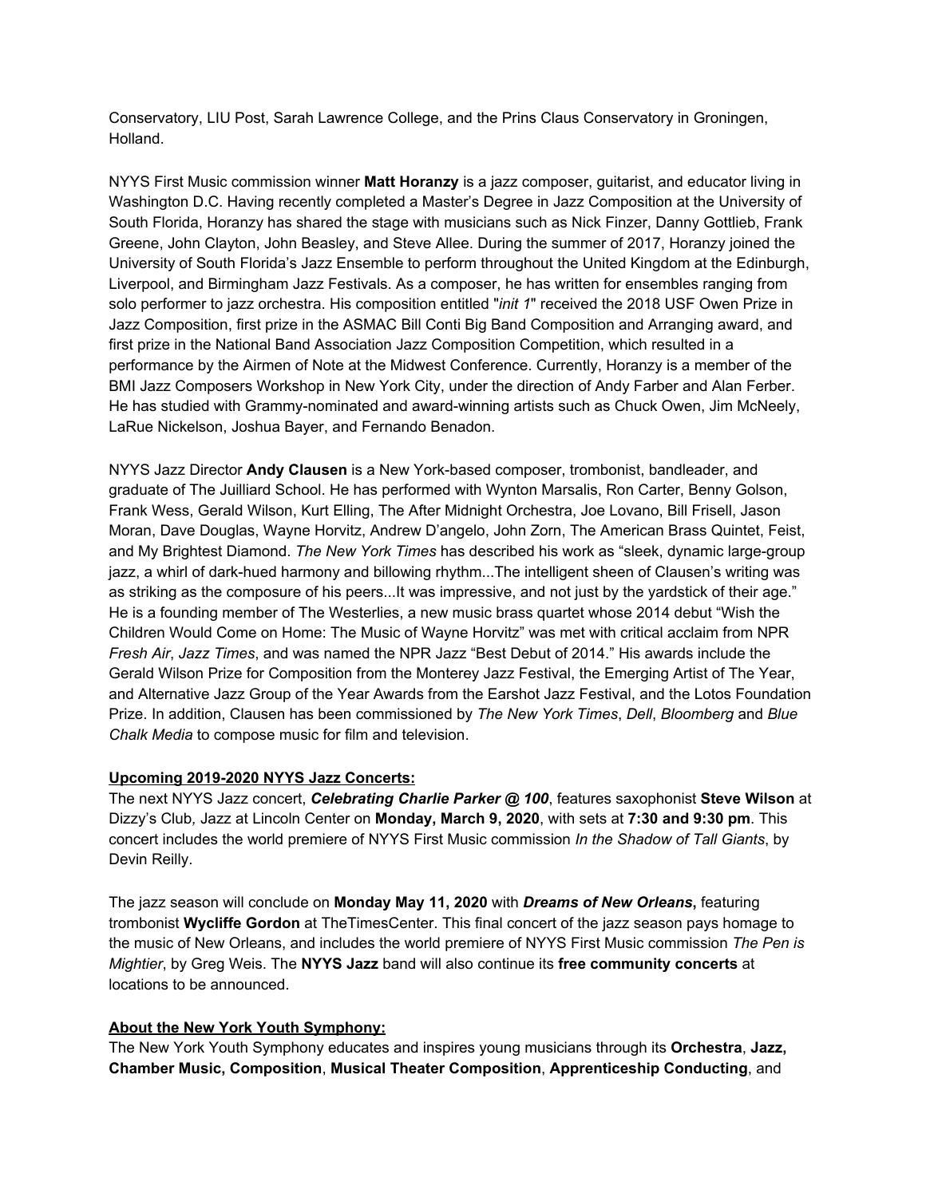Conservatory, LIU Post, Sarah Lawrence College, and the Prins Claus Conservatory in Groningen, Holland.

NYYS First Music commission winner **Matt Horanzy** is a jazz composer, guitarist, and educator living in Washington D.C. Having recently completed a Master's Degree in Jazz Composition at the University of South Florida, Horanzy has shared the stage with musicians such as Nick Finzer, Danny Gottlieb, Frank Greene, John Clayton, John Beasley, and Steve Allee. During the summer of 2017, Horanzy joined the University of South Florida's Jazz Ensemble to perform throughout the United Kingdom at the Edinburgh, Liverpool, and Birmingham Jazz Festivals. As a composer, he has written for ensembles ranging from solo performer to jazz orchestra. His composition entitled "*init 1*" received the 2018 USF Owen Prize in Jazz Composition, first prize in the ASMAC Bill Conti Big Band Composition and Arranging award, and first prize in the National Band Association Jazz Composition Competition, which resulted in a performance by the Airmen of Note at the Midwest Conference. Currently, Horanzy is a member of the BMI Jazz Composers Workshop in New York City, under the direction of Andy Farber and Alan Ferber. He has studied with Grammy-nominated and award-winning artists such as Chuck Owen, Jim McNeely, LaRue Nickelson, Joshua Bayer, and Fernando Benadon.

NYYS Jazz Director **Andy Clausen** is a New York-based composer, trombonist, bandleader, and graduate of The Juilliard School. He has performed with Wynton Marsalis, Ron Carter, Benny Golson, Frank Wess, Gerald Wilson, Kurt Elling, The After Midnight Orchestra, Joe Lovano, Bill Frisell, Jason Moran, Dave Douglas, Wayne Horvitz, Andrew D'angelo, John Zorn, The American Brass Quintet, Feist, and My Brightest Diamond. *The New York Times* has described his work as "sleek, dynamic large-group jazz, a whirl of dark-hued harmony and billowing rhythm...The intelligent sheen of Clausen's writing was as striking as the composure of his peers...It was impressive, and not just by the yardstick of their age." He is a founding member of The Westerlies, a new music brass quartet whose 2014 debut "Wish the Children Would Come on Home: The Music of Wayne Horvitz" was met with critical acclaim from NPR *Fresh Air*, *Jazz Times*, and was named the NPR Jazz "Best Debut of 2014." His awards include the Gerald Wilson Prize for Composition from the Monterey Jazz Festival, the Emerging Artist of The Year, and Alternative Jazz Group of the Year Awards from the Earshot Jazz Festival, and the Lotos Foundation Prize. In addition, Clausen has been commissioned by *The New York Times*, *Dell*, *Bloomberg* and *Blue Chalk Media* to compose music for film and television.

**Upcoming 2019-2020 NYYS Jazz Concerts:**

The next NYYS Jazz concert, ***Celebrating Charlie Parker @ 100***, features saxophonist **Steve Wilson** at Dizzy's Club*,* Jazz at Lincoln Center on **Monday, March 9, 2020**, with sets at **7:30 and 9:30 pm**. This concert includes the world premiere of NYYS First Music commission *In the Shadow of Tall Giants*, by Devin Reilly.

The jazz season will conclude on **Monday May 11, 2020** with ***Dreams of New Orleans*,** featuring trombonist **Wycliffe Gordon** at TheTimesCenter. This final concert of the jazz season pays homage to the music of New Orleans, and includes the world premiere of NYYS First Music commission *The Pen is Mightier*, by Greg Weis. The **NYYS Jazz** band will also continue its **free community concerts** at locations to be announced.

**About the New York Youth Symphony:**

The New York Youth Symphony educates and inspires young musicians through its **Orchestra**, **Jazz, Chamber Music, Composition**, **Musical Theater Composition**, **Apprenticeship Conducting**, and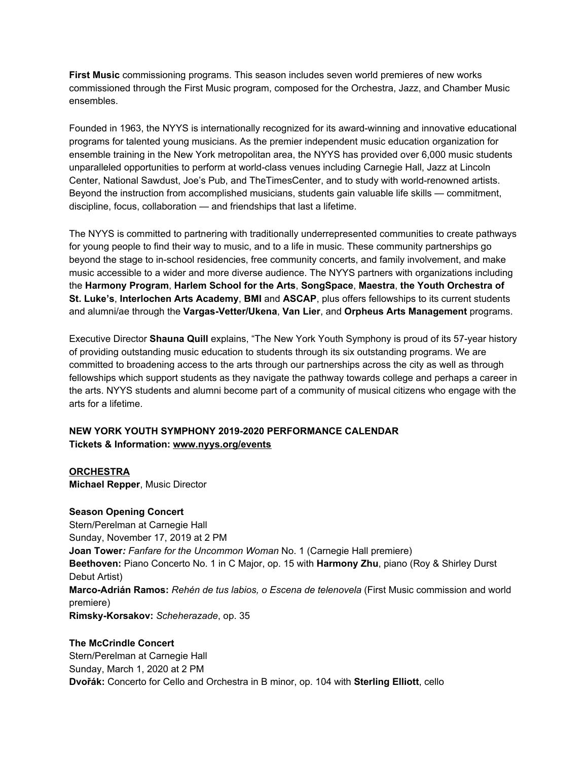**First Music** commissioning programs. This season includes seven world premieres of new works commissioned through the First Music program, composed for the Orchestra, Jazz, and Chamber Music ensembles.

Founded in 1963, the NYYS is internationally recognized for its award-winning and innovative educational programs for talented young musicians. As the premier independent music education organization for ensemble training in the New York metropolitan area, the NYYS has provided over 6,000 music students unparalleled opportunities to perform at world-class venues including Carnegie Hall, Jazz at Lincoln Center, National Sawdust, Joe's Pub, and TheTimesCenter, and to study with world-renowned artists. Beyond the instruction from accomplished musicians, students gain valuable life skills — commitment, discipline, focus, collaboration — and friendships that last a lifetime.

The NYYS is committed to partnering with traditionally underrepresented communities to create pathways for young people to find their way to music, and to a life in music. These community partnerships go beyond the stage to in-school residencies, free community concerts, and family involvement, and make music accessible to a wider and more diverse audience. The NYYS partners with organizations including the **Harmony Program**, **Harlem School for the Arts**, **SongSpace**, **Maestra**, **the Youth Orchestra of St. Luke's**, **Interlochen Arts Academy**, **BMI** and **ASCAP**, plus offers fellowships to its current students and alumni/ae through the **Vargas-Vetter/Ukena**, **Van Lier**, and **Orpheus Arts Management** programs.

Executive Director **Shauna Quill** explains, "The New York Youth Symphony is proud of its 57-year history of providing outstanding music education to students through its six outstanding programs. We are committed to broadening access to the arts through our partnerships across the city as well as through fellowships which support students as they navigate the pathway towards college and perhaps a career in the arts. NYYS students and alumni become part of a community of musical citizens who engage with the arts for a lifetime.

**NEW YORK YOUTH SYMPHONY 2019-2020 PERFORMANCE CALENDAR**
**Tickets & Information: www.nyys.org/events**

**ORCHESTRA**
**Michael Repper**, Music Director

**Season Opening Concert**
Stern/Perelman at Carnegie Hall
Sunday, November 17, 2019 at 2 PM
**Joan Tower**: *Fanfare for the Uncommon Woman* No. 1 (Carnegie Hall premiere)
**Beethoven:** Piano Concerto No. 1 in C Major, op. 15 with **Harmony Zhu**, piano (Roy & Shirley Durst Debut Artist)
**Marco-Adrián Ramos:** *Rehén de tus labios, o Escena de telenovela* (First Music commission and world premiere)
**Rimsky-Korsakov:** *Scheherazade*, op. 35

**The McCrindle Concert**
Stern/Perelman at Carnegie Hall
Sunday, March 1, 2020 at 2 PM
**Dvořák:** Concerto for Cello and Orchestra in B minor, op. 104 with **Sterling Elliott**, cello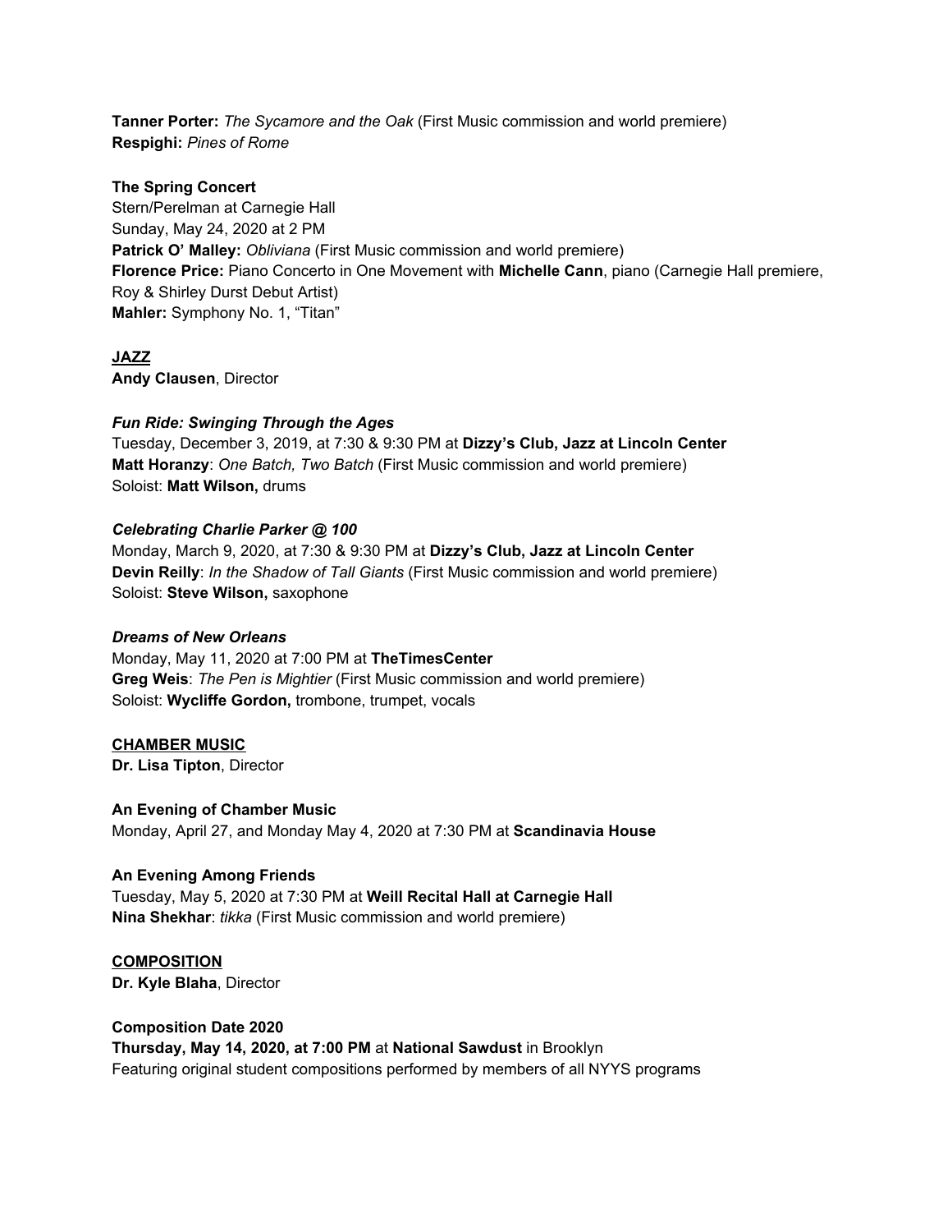**Tanner Porter:** *The Sycamore and the Oak* (First Music commission and world premiere)
**Respighi:** *Pines of Rome*

**The Spring Concert**
Stern/Perelman at Carnegie Hall
Sunday, May 24, 2020 at 2 PM
**Patrick O' Malley:** *Obliviana* (First Music commission and world premiere)
**Florence Price:** Piano Concerto in One Movement with **Michelle Cann**, piano (Carnegie Hall premiere, Roy & Shirley Durst Debut Artist)
**Mahler:** Symphony No. 1, "Titan"

**JAZZ**
**Andy Clausen**, Director

***Fun Ride: Swinging Through the Ages***
Tuesday, December 3, 2019, at 7:30 & 9:30 PM at **Dizzy's Club, Jazz at Lincoln Center**
**Matt Horanzy**: *One Batch, Two Batch* (First Music commission and world premiere)
Soloist: **Matt Wilson,** drums

***Celebrating Charlie Parker @ 100***
Monday, March 9, 2020, at 7:30 & 9:30 PM at **Dizzy's Club, Jazz at Lincoln Center**
**Devin Reilly**: *In the Shadow of Tall Giants* (First Music commission and world premiere)
Soloist: **Steve Wilson,** saxophone

***Dreams of New Orleans***
Monday, May 11, 2020 at 7:00 PM at **TheTimesCenter**
**Greg Weis**: *The Pen is Mightier* (First Music commission and world premiere)
Soloist: **Wycliffe Gordon,** trombone, trumpet, vocals

**CHAMBER MUSIC**
**Dr. Lisa Tipton**, Director

**An Evening of Chamber Music**
Monday, April 27, and Monday May 4, 2020 at 7:30 PM at **Scandinavia House**

**An Evening Among Friends**
Tuesday, May 5, 2020 at 7:30 PM at **Weill Recital Hall at Carnegie Hall**
**Nina Shekhar**: *tikka* (First Music commission and world premiere)

**COMPOSITION**
**Dr. Kyle Blaha**, Director

**Composition Date 2020**
**Thursday, May 14, 2020, at 7:00 PM** at **National Sawdust** in Brooklyn
Featuring original student compositions performed by members of all NYYS programs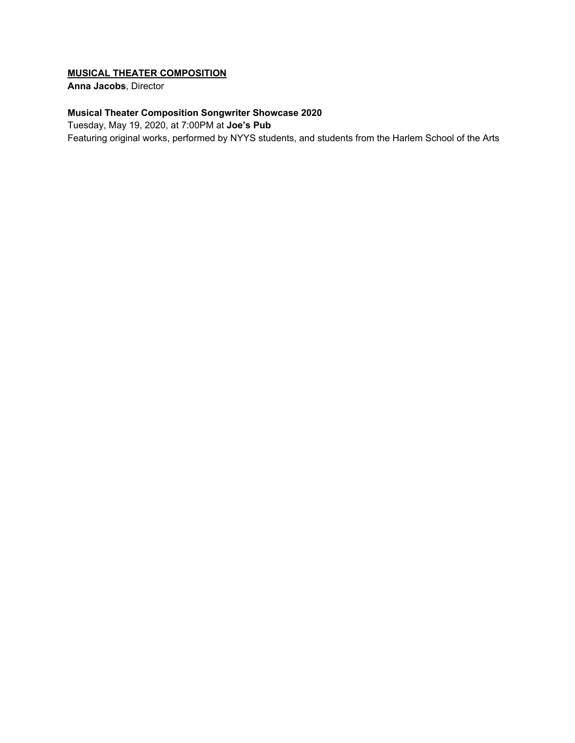**MUSICAL THEATER COMPOSITION**
**Anna Jacobs**, Director

**Musical Theater Composition Songwriter Showcase 2020**
Tuesday, May 19, 2020, at 7:00PM at **Joe's Pub**
Featuring original works, performed by NYYS students, and students from the Harlem School of the Arts